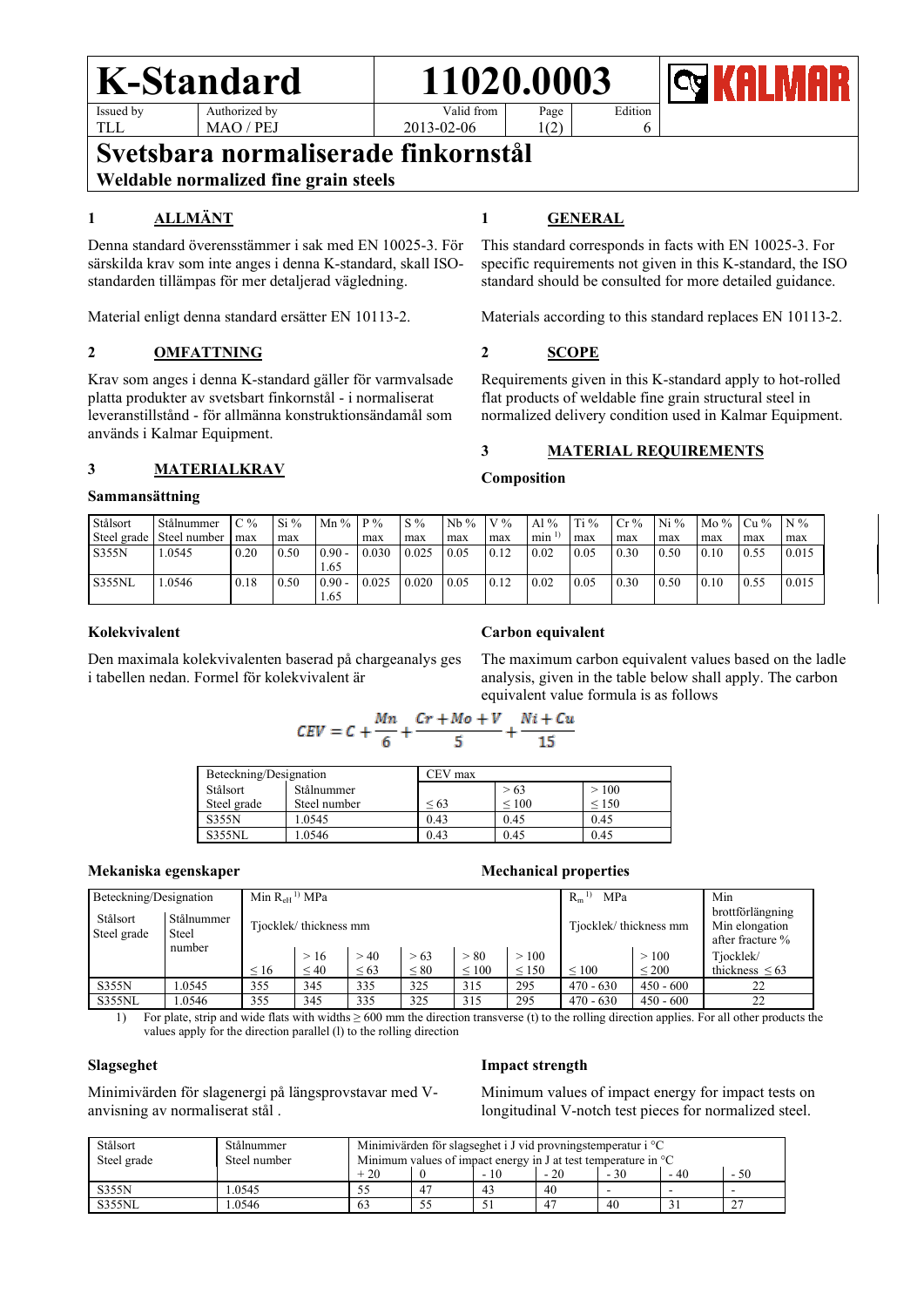# K-Standard

# 11020.0003

| Issued by | Authorized by | Valid from | Page | Edition |
|---|---|---|---|---|
| TLL | MAO / PEJ | 2013-02-06 | 1(2) | 6 |

## Svetsbara normaliserade finkornstål

**Weldable normalized fine grain steels**

### 1 ALLMÄNT

Denna standard överensstämmer i sak med EN 10025-3. För särskilda krav som inte anges i denna K-standard, skall ISO-standarden tillämpas för mer detaljerad vägledning.

Material enligt denna standard ersätter EN 10113-2.

### 2 OMFATTNING

Krav som anges i denna K-standard gäller för varmvalsade platta produkter av svetsbart finkornstål - i normaliserat leveranstillstånd - för allmänna konstruktionsändamål som används i Kalmar Equipment.

### 3 MATERIALKRAV

**Sammansättning**

### 1 GENERAL

This standard corresponds in facts with EN 10025-3. For specific requirements not given in this K-standard, the ISO standard should be consulted for more detailed guidance.

Materials according to this standard replaces EN 10113-2.

### 2 SCOPE

Requirements given in this K-standard apply to hot-rolled flat products of weldable fine grain structural steel in normalized delivery condition used in Kalmar Equipment.

### 3 MATERIAL REQUIREMENTS

**Composition**

| Stålsort Steel grade | Stålnummer Steel number | C % max | Si % max | Mn % | P % max | S % max | Nb % max | V % max | Al % min [1] | Ti % max | Cr % max | Ni % max | Mo % max | Cu % max | N % max |
|---|---|---|---|---|---|---|---|---|---|---|---|---|---|---|---|
| S355N | 1.0545 | 0.20 | 0.50 | 0.90 - 1.65 | 0.030 | 0.025 | 0.05 | 0.12 | 0.02 | 0.05 | 0.30 | 0.50 | 0.10 | 0.55 | 0.015 |
| S355NL | 1.0546 | 0.18 | 0.50 | 0.90 - 1.65 | 0.025 | 0.020 | 0.05 | 0.12 | 0.02 | 0.05 | 0.30 | 0.50 | 0.10 | 0.55 | 0.015 |

**Kolekvivalent**

Den maximala kolekvivalenten baserad på chargeanalys ges i tabellen nedan. Formel för kolekvivalent är

**Carbon equivalent**

The maximum carbon equivalent values based on the ladle analysis, given in the table below shall apply. The carbon equivalent value formula is as follows

$$CEV = C + \frac{Mn}{6} + \frac{Cr + Mo + V}{5} + \frac{Ni + Cu}{15}$$

| Beteckning/Designation | | CEV max | | |
|---|---|---|---|---|
| Stålsort Steel grade | Stålnummer Steel number | ≤ 63 | > 63 ≤ 100 | > 100 ≤ 150 |
| S355N | 1.0545 | 0.43 | 0.45 | 0.45 |
| S355NL | 1.0546 | 0.43 | 0.45 | 0.45 |

**Mekaniska egenskaper**

**Mechanical properties**

| Beteckning/Designation | | Min $R_{eH}$ [1] MPa | | | | | | $R_m$ [1] MPa | | Min brottförlängning Min elongation after fracture % |
|---|---|---|---|---|---|---|---|---|---|---|
| Stålsort Steel grade | Stålnummer Steel number | Tjocklek/ thickness mm | | | | | | Tjocklek/ thickness mm | | Tjocklek/ thickness ≤ 63 |
| | | ≤ 16 | > 16 ≤ 40 | > 40 ≤ 63 | > 63 ≤ 80 | > 80 ≤ 100 | > 100 ≤ 150 | ≤ 100 | > 100 ≤ 200 | |
| S355N | 1.0545 | 355 | 345 | 335 | 325 | 315 | 295 | 470 - 630 | 450 - 600 | 22 |
| S355NL | 1.0546 | 355 | 345 | 335 | 325 | 315 | 295 | 470 - 630 | 450 - 600 | 22 |

1) For plate, strip and wide flats with widths ≥ 600 mm the direction transverse (t) to the rolling direction applies. For all other products the values apply for the direction parallel (l) to the rolling direction

**Slagseghet**

Minimivärden för slagenergi på längsprovstavar med V-anvisning av normaliserat stål .

**Impact strength**

Minimum values of impact energy for impact tests on longitudinal V-notch test pieces for normalized steel.

| Stålsort Steel grade | Stålnummer Steel number | Minimivärden för slagseghet i J vid provningstemperatur i °C Minimum values of impact energy in J at test temperature in °C | | | | | | |
|---|---|---|---|---|---|---|---|---|
| | | + 20 | 0 | - 10 | - 20 | - 30 | - 40 | - 50 |
| S355N | 1.0545 | 55 | 47 | 43 | 40 | - | - | - |
| S355NL | 1.0546 | 63 | 55 | 51 | 47 | 40 | 31 | 27 |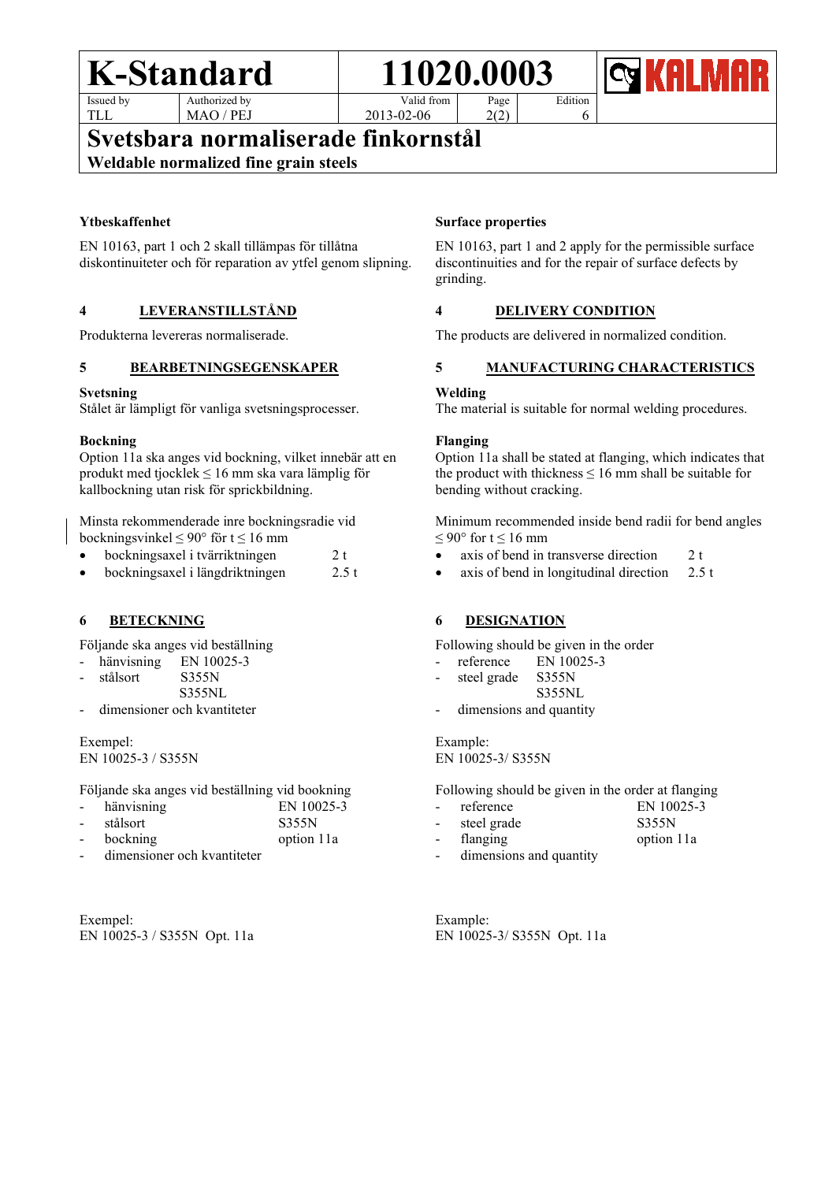# Svetsbara normaliserade finkornstål

**Weldable normalized fine grain steels**

**Ytbeskaffenhet**

EN 10163, part 1 och 2 skall tillämpas för tillåtna diskontinuiteter och för reparation av ytfel genom slipning.

## 4 LEVERANSTILLSTÅND

Produkterna levereras normaliserade.

## 5 BEARBETNINGSEGENSKAPER

**Svetsning**
Stålet är lämpligt för vanliga svetsningsprocesser.

**Bockning**
Option 11a ska anges vid bockning, vilket innebär att en produkt med tjocklek ≤ 16 mm ska vara lämplig för kallbockning utan risk för sprickbildning.

Minsta rekommenderade inre bockningsradie vid bockningsvinkel ≤ 90° för t ≤ 16 mm

- bockningsaxel i tvärriktningen 2 t
- bockningsaxel i längdriktningen 2.5 t

## 6 BETECKNING

Följande ska anges vid beställning

- hänvisning EN 10025-3
- stålsort S355N
  S355NL
- dimensioner och kvantiteter

Exempel:
EN 10025-3 / S355N

Följande ska anges vid beställning vid bockning

- hänvisning EN 10025-3
- stålsort S355N
- bockning option 11a
- dimensioner och kvantiteter

Exempel:
EN 10025-3 / S355N Opt. 11a

**Surface properties**

EN 10163, part 1 and 2 apply for the permissible surface discontinuities and for the repair of surface defects by grinding.

## 4 DELIVERY CONDITION

The products are delivered in normalized condition.

## 5 MANUFACTURING CHARACTERISTICS

**Welding**
The material is suitable for normal welding procedures.

**Flanging**
Option 11a shall be stated at flanging, which indicates that the product with thickness ≤ 16 mm shall be suitable for bending without cracking.

Minimum recommended inside bend radii for bend angles ≤ 90° for t ≤ 16 mm

- axis of bend in transverse direction 2 t
- axis of bend in longitudinal direction 2.5 t

## 6 DESIGNATION

Following should be given in the order

- reference EN 10025-3
- steel grade S355N
  S355NL
- dimensions and quantity

Example:
EN 10025-3/ S355N

Following should be given in the order at flanging

- reference EN 10025-3
- steel grade S355N
- flanging option 11a
- dimensions and quantity

Example:
EN 10025-3/ S355N Opt. 11a